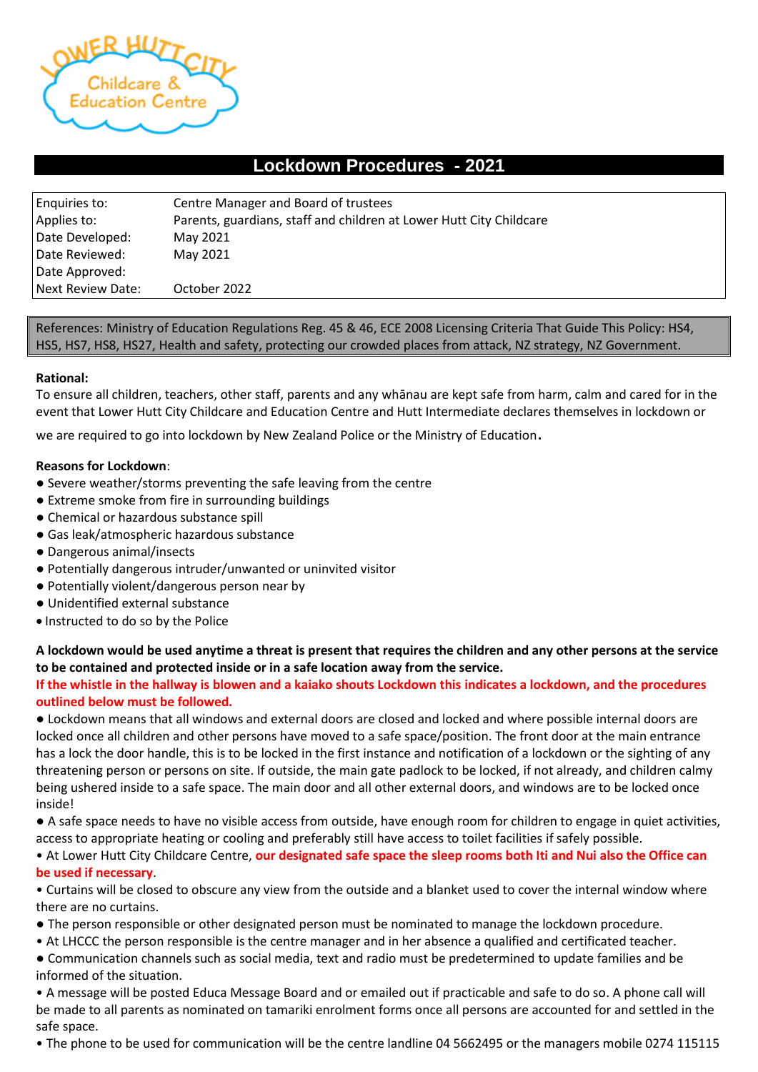Lower Hutt City Childcare & Education Centre

# Lockdown Procedures - 2021

| | |
|---|---|
| Enquiries to: | Centre Manager and Board of trustees |
| Applies to: | Parents, guardians, staff and children at Lower Hutt City Childcare |
| Date Developed: | May 2021 |
| Date Reviewed: | May 2021 |
| Date Approved: | |
| Next Review Date: | October 2022 |

References: Ministry of Education Regulations Reg. 45 & 46, ECE 2008 Licensing Criteria That Guide This Policy: HS4, HS5, HS7, HS8, HS27, Health and safety, protecting our crowded places from attack, NZ strategy, NZ Government.

**Rational:**

To ensure all children, teachers, other staff, parents and any whānau are kept safe from harm, calm and cared for in the event that Lower Hutt City Childcare and Education Centre and Hutt Intermediate declares themselves in lockdown or we are required to go into lockdown by New Zealand Police or the Ministry of Education.

**Reasons for Lockdown**:

- Severe weather/storms preventing the safe leaving from the centre
- Extreme smoke from fire in surrounding buildings
- Chemical or hazardous substance spill
- Gas leak/atmospheric hazardous substance
- Dangerous animal/insects
- Potentially dangerous intruder/unwanted or uninvited visitor
- Potentially violent/dangerous person near by
- Unidentified external substance
- Instructed to do so by the Police

**A lockdown would be used anytime a threat is present that requires the children and any other persons at the service to be contained and protected inside or in a safe location away from the service.**

**If the whistle in the hallway is blown and a kaiako shouts Lockdown this indicates a lockdown, and the procedures outlined below must be followed.**

- Lockdown means that all windows and external doors are closed and locked and where possible internal doors are locked once all children and other persons have moved to a safe space/position. The front door at the main entrance has a lock the door handle, this is to be locked in the first instance and notification of a lockdown or the sighting of any threatening person or persons on site. If outside, the main gate padlock to be locked, if not already, and children calmy being ushered inside to a safe space. The main door and all other external doors, and windows are to be locked once inside!
- A safe space needs to have no visible access from outside, have enough room for children to engage in quiet activities, access to appropriate heating or cooling and preferably still have access to toilet facilities if safely possible.
- At Lower Hutt City Childcare Centre, **our designated safe space the sleep rooms both Iti and Nui also the Office can be used if necessary**.
- Curtains will be closed to obscure any view from the outside and a blanket used to cover the internal window where there are no curtains.
- The person responsible or other designated person must be nominated to manage the lockdown procedure.
- At LHCCC the person responsible is the centre manager and in her absence a qualified and certificated teacher.
- Communication channels such as social media, text and radio must be predetermined to update families and be informed of the situation.
- A message will be posted Educa Message Board and or emailed out if practicable and safe to do so. A phone call will be made to all parents as nominated on tamariki enrolment forms once all persons are accounted for and settled in the safe space.
- The phone to be used for communication will be the centre landline 04 5662495 or the managers mobile 0274 115115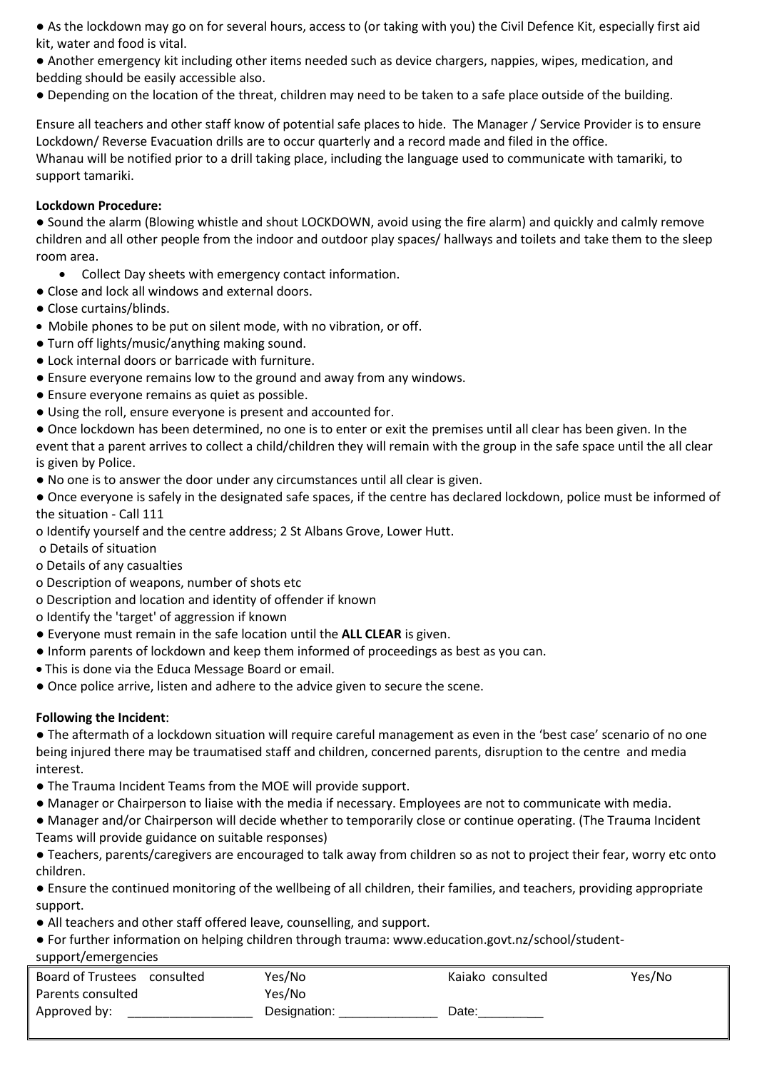- As the lockdown may go on for several hours, access to (or taking with you) the Civil Defence Kit, especially first aid kit, water and food is vital.
- Another emergency kit including other items needed such as device chargers, nappies, wipes, medication, and bedding should be easily accessible also.
- Depending on the location of the threat, children may need to be taken to a safe place outside of the building.

Ensure all teachers and other staff know of potential safe places to hide. The Manager / Service Provider is to ensure Lockdown/ Reverse Evacuation drills are to occur quarterly and a record made and filed in the office.
Whanau will be notified prior to a drill taking place, including the language used to communicate with tamariki, to support tamariki.

**Lockdown Procedure:**

- Sound the alarm (Blowing whistle and shout LOCKDOWN, avoid using the fire alarm) and quickly and calmly remove children and all other people from the indoor and outdoor play spaces/ hallways and toilets and take them to the sleep room area.
  - Collect Day sheets with emergency contact information.
- Close and lock all windows and external doors.
- Close curtains/blinds.
- Mobile phones to be put on silent mode, with no vibration, or off.
- Turn off lights/music/anything making sound.
- Lock internal doors or barricade with furniture.
- Ensure everyone remains low to the ground and away from any windows.
- Ensure everyone remains as quiet as possible.
- Using the roll, ensure everyone is present and accounted for.
- Once lockdown has been determined, no one is to enter or exit the premises until all clear has been given. In the event that a parent arrives to collect a child/children they will remain with the group in the safe space until the all clear is given by Police.
- No one is to answer the door under any circumstances until all clear is given.
- Once everyone is safely in the designated safe spaces, if the centre has declared lockdown, police must be informed of the situation - Call 111
  - o Identify yourself and the centre address; 2 St Albans Grove, Lower Hutt.
  - o Details of situation
  - o Details of any casualties
  - o Description of weapons, number of shots etc
  - o Description and location and identity of offender if known
  - o Identify the 'target' of aggression if known
- Everyone must remain in the safe location until the **ALL CLEAR** is given.
- Inform parents of lockdown and keep them informed of proceedings as best as you can.
- This is done via the Educa Message Board or email.
- Once police arrive, listen and adhere to the advice given to secure the scene.

**Following the Incident**:

- The aftermath of a lockdown situation will require careful management as even in the 'best case' scenario of no one being injured there may be traumatised staff and children, concerned parents, disruption to the centre and media interest.
- The Trauma Incident Teams from the MOE will provide support.
- Manager or Chairperson to liaise with the media if necessary. Employees are not to communicate with media.
- Manager and/or Chairperson will decide whether to temporarily close or continue operating. (The Trauma Incident Teams will provide guidance on suitable responses)
- Teachers, parents/caregivers are encouraged to talk away from children so as not to project their fear, worry etc onto children.
- Ensure the continued monitoring of the wellbeing of all children, their families, and teachers, providing appropriate support.
- All teachers and other staff offered leave, counselling, and support.
- For further information on helping children through trauma: www.education.govt.nz/school/student-support/emergencies

| | | | |
|---|---|---|---|
| Board of Trustees consulted | Yes/No | Kaiako consulted | Yes/No |
| Parents consulted | Yes/No | | |
| Approved by: _________________ | Designation: ______________ | Date:_________ | |